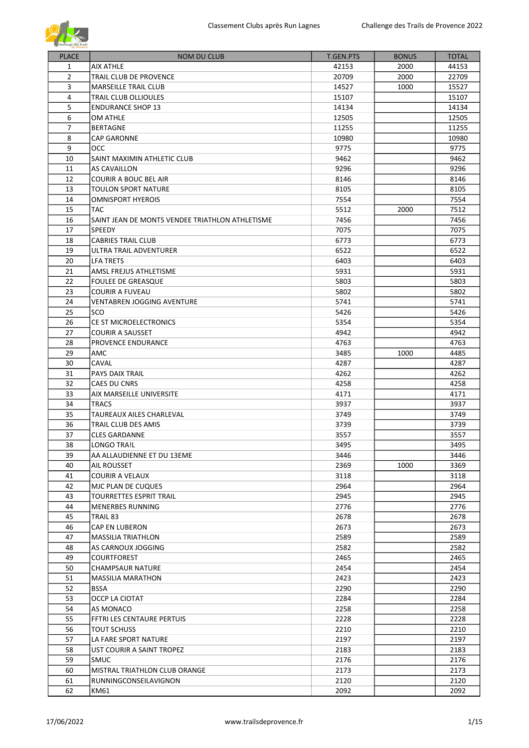| PLACE | NOM DU CLUB | T.GEN.PTS | BONUS | TOTAL |
|---|---|---|---|---|
| 1 | AIX ATHLE | 42153 | 2000 | 44153 |
| 2 | TRAIL CLUB DE PROVENCE | 20709 | 2000 | 22709 |
| 3 | MARSEILLE TRAIL CLUB | 14527 | 1000 | 15527 |
| 4 | TRAIL CLUB OLLIOULES | 15107 | | 15107 |
| 5 | ENDURANCE SHOP 13 | 14134 | | 14134 |
| 6 | OM ATHLE | 12505 | | 12505 |
| 7 | BERTAGNE | 11255 | | 11255 |
| 8 | CAP GARONNE | 10980 | | 10980 |
| 9 | OCC | 9775 | | 9775 |
| 10 | SAINT MAXIMIN ATHLETIC CLUB | 9462 | | 9462 |
| 11 | AS CAVAILLON | 9296 | | 9296 |
| 12 | COURIR A BOUC BEL AIR | 8146 | | 8146 |
| 13 | TOULON SPORT NATURE | 8105 | | 8105 |
| 14 | OMNISPORT HYEROIS | 7554 | | 7554 |
| 15 | TAC | 5512 | 2000 | 7512 |
| 16 | SAINT JEAN DE MONTS VENDEE TRIATHLON ATHLETISME | 7456 | | 7456 |
| 17 | SPEEDY | 7075 | | 7075 |
| 18 | CABRIES TRAIL CLUB | 6773 | | 6773 |
| 19 | ULTRA TRAIL ADVENTURER | 6522 | | 6522 |
| 20 | LFA TRETS | 6403 | | 6403 |
| 21 | AMSL FREJUS ATHLETISME | 5931 | | 5931 |
| 22 | FOULEE DE GREASQUE | 5803 | | 5803 |
| 23 | COURIR A FUVEAU | 5802 | | 5802 |
| 24 | VENTABREN JOGGING AVENTURE | 5741 | | 5741 |
| 25 | SCO | 5426 | | 5426 |
| 26 | CE ST MICROELECTRONICS | 5354 | | 5354 |
| 27 | COURIR A SAUSSET | 4942 | | 4942 |
| 28 | PROVENCE ENDURANCE | 4763 | | 4763 |
| 29 | AMC | 3485 | 1000 | 4485 |
| 30 | CAVAL | 4287 | | 4287 |
| 31 | PAYS DAIX TRAIL | 4262 | | 4262 |
| 32 | CAES DU CNRS | 4258 | | 4258 |
| 33 | AIX MARSEILLE UNIVERSITE | 4171 | | 4171 |
| 34 | TRACS | 3937 | | 3937 |
| 35 | TAUREAUX AILES CHARLEVAL | 3749 | | 3749 |
| 36 | TRAIL CLUB DES AMIS | 3739 | | 3739 |
| 37 | CLES GARDANNE | 3557 | | 3557 |
| 38 | LONGO TRA!L | 3495 | | 3495 |
| 39 | AA ALLAUDIENNE ET DU 13EME | 3446 | | 3446 |
| 40 | AIL ROUSSET | 2369 | 1000 | 3369 |
| 41 | COURIR A VELAUX | 3118 | | 3118 |
| 42 | MJC PLAN DE CUQUES | 2964 | | 2964 |
| 43 | TOURRETTES ESPRIT TRAIL | 2945 | | 2945 |
| 44 | MENERBES RUNNING | 2776 | | 2776 |
| 45 | TRAIL 83 | 2678 | | 2678 |
| 46 | CAP EN LUBERON | 2673 | | 2673 |
| 47 | MASSILIA TRIATHLON | 2589 | | 2589 |
| 48 | AS CARNOUX JOGGING | 2582 | | 2582 |
| 49 | COURTFOREST | 2465 | | 2465 |
| 50 | CHAMPSAUR NATURE | 2454 | | 2454 |
| 51 | MASSILIA MARATHON | 2423 | | 2423 |
| 52 | BSSA | 2290 | | 2290 |
| 53 | OCCP LA CIOTAT | 2284 | | 2284 |
| 54 | AS MONACO | 2258 | | 2258 |
| 55 | FFTRI LES CENTAURE PERTUIS | 2228 | | 2228 |
| 56 | TOUT SCHUSS | 2210 | | 2210 |
| 57 | LA FARE SPORT NATURE | 2197 | | 2197 |
| 58 | UST COURIR A SAINT TROPEZ | 2183 | | 2183 |
| 59 | SMUC | 2176 | | 2176 |
| 60 | MISTRAL TRIATHLON CLUB ORANGE | 2173 | | 2173 |
| 61 | RUNNINGCONSEILAVIGNON | 2120 | | 2120 |
| 62 | KM61 | 2092 | | 2092 |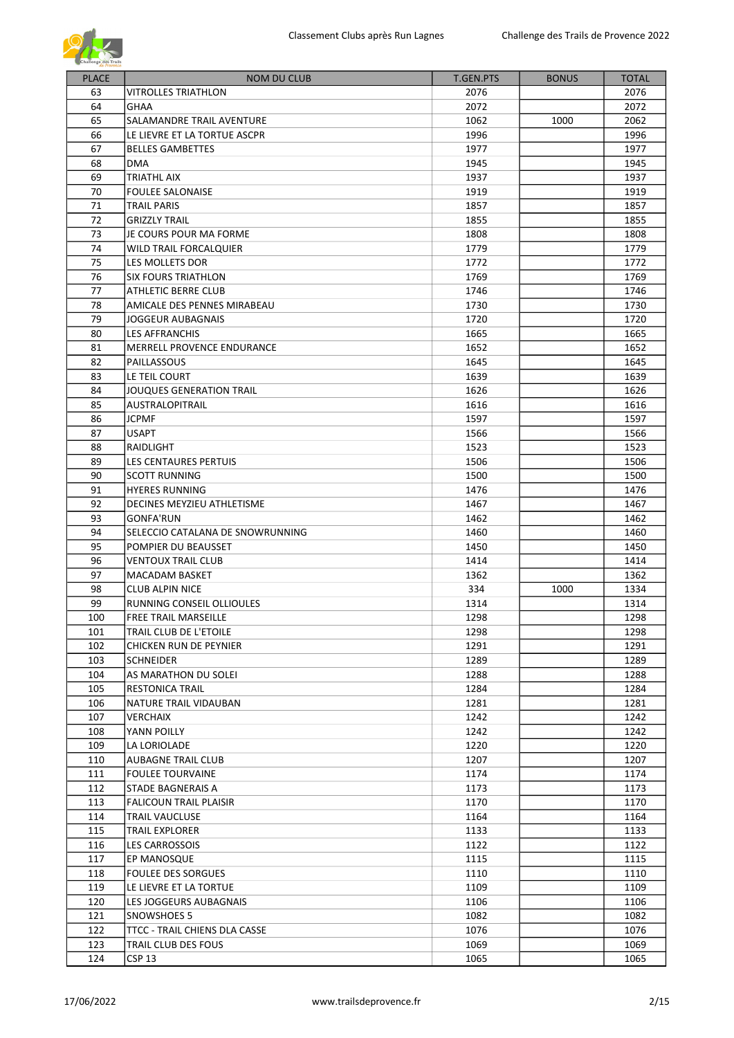| PLACE | NOM DU CLUB | T.GEN.PTS | BONUS | TOTAL |
|---|---|---|---|---|
| 63 | VITROLLES TRIATHLON | 2076 | | 2076 |
| 64 | GHAA | 2072 | | 2072 |
| 65 | SALAMANDRE TRAIL AVENTURE | 1062 | 1000 | 2062 |
| 66 | LE LIEVRE ET LA TORTUE ASCPR | 1996 | | 1996 |
| 67 | BELLES GAMBETTES | 1977 | | 1977 |
| 68 | DMA | 1945 | | 1945 |
| 69 | TRIATHL AIX | 1937 | | 1937 |
| 70 | FOULEE SALONAISE | 1919 | | 1919 |
| 71 | TRAIL PARIS | 1857 | | 1857 |
| 72 | GRIZZLY TRAIL | 1855 | | 1855 |
| 73 | JE COURS POUR MA FORME | 1808 | | 1808 |
| 74 | WILD TRAIL FORCALQUIER | 1779 | | 1779 |
| 75 | LES MOLLETS DOR | 1772 | | 1772 |
| 76 | SIX FOURS TRIATHLON | 1769 | | 1769 |
| 77 | ATHLETIC BERRE CLUB | 1746 | | 1746 |
| 78 | AMICALE DES PENNES MIRABEAU | 1730 | | 1730 |
| 79 | JOGGEUR AUBAGNAIS | 1720 | | 1720 |
| 80 | LES AFFRANCHIS | 1665 | | 1665 |
| 81 | MERRELL PROVENCE ENDURANCE | 1652 | | 1652 |
| 82 | PAILLASSOUS | 1645 | | 1645 |
| 83 | LE TEIL COURT | 1639 | | 1639 |
| 84 | JOUQUES GENERATION TRAIL | 1626 | | 1626 |
| 85 | AUSTRALOPITRAIL | 1616 | | 1616 |
| 86 | JCPMF | 1597 | | 1597 |
| 87 | USAPT | 1566 | | 1566 |
| 88 | RAIDLIGHT | 1523 | | 1523 |
| 89 | LES CENTAURES PERTUIS | 1506 | | 1506 |
| 90 | SCOTT RUNNING | 1500 | | 1500 |
| 91 | HYERES RUNNING | 1476 | | 1476 |
| 92 | DECINES MEYZIEU ATHLETISME | 1467 | | 1467 |
| 93 | GONFA'RUN | 1462 | | 1462 |
| 94 | SELECCIO CATALANA DE SNOWRUNNING | 1460 | | 1460 |
| 95 | POMPIER DU BEAUSSET | 1450 | | 1450 |
| 96 | VENTOUX TRAIL CLUB | 1414 | | 1414 |
| 97 | MACADAM BASKET | 1362 | | 1362 |
| 98 | CLUB ALPIN NICE | 334 | 1000 | 1334 |
| 99 | RUNNING CONSEIL OLLIOULES | 1314 | | 1314 |
| 100 | FREE TRAIL MARSEILLE | 1298 | | 1298 |
| 101 | TRAIL CLUB DE L'ETOILE | 1298 | | 1298 |
| 102 | CHICKEN RUN DE PEYNIER | 1291 | | 1291 |
| 103 | SCHNEIDER | 1289 | | 1289 |
| 104 | AS MARATHON DU SOLEI | 1288 | | 1288 |
| 105 | RESTONICA TRAIL | 1284 | | 1284 |
| 106 | NATURE TRAIL VIDAUBAN | 1281 | | 1281 |
| 107 | VERCHAIX | 1242 | | 1242 |
| 108 | YANN POILLY | 1242 | | 1242 |
| 109 | LA LORIOLADE | 1220 | | 1220 |
| 110 | AUBAGNE TRAIL CLUB | 1207 | | 1207 |
| 111 | FOULEE TOURVAINE | 1174 | | 1174 |
| 112 | STADE BAGNERAIS A | 1173 | | 1173 |
| 113 | FALICOUN TRAIL PLAISIR | 1170 | | 1170 |
| 114 | TRAIL VAUCLUSE | 1164 | | 1164 |
| 115 | TRAIL EXPLORER | 1133 | | 1133 |
| 116 | LES CARROSSOIS | 1122 | | 1122 |
| 117 | EP MANOSQUE | 1115 | | 1115 |
| 118 | FOULEE DES SORGUES | 1110 | | 1110 |
| 119 | LE LIEVRE ET LA TORTUE | 1109 | | 1109 |
| 120 | LES JOGGEURS AUBAGNAIS | 1106 | | 1106 |
| 121 | SNOWSHOES 5 | 1082 | | 1082 |
| 122 | TTCC - TRAIL CHIENS DLA CASSE | 1076 | | 1076 |
| 123 | TRAIL CLUB DES FOUS | 1069 | | 1069 |
| 124 | CSP 13 | 1065 | | 1065 |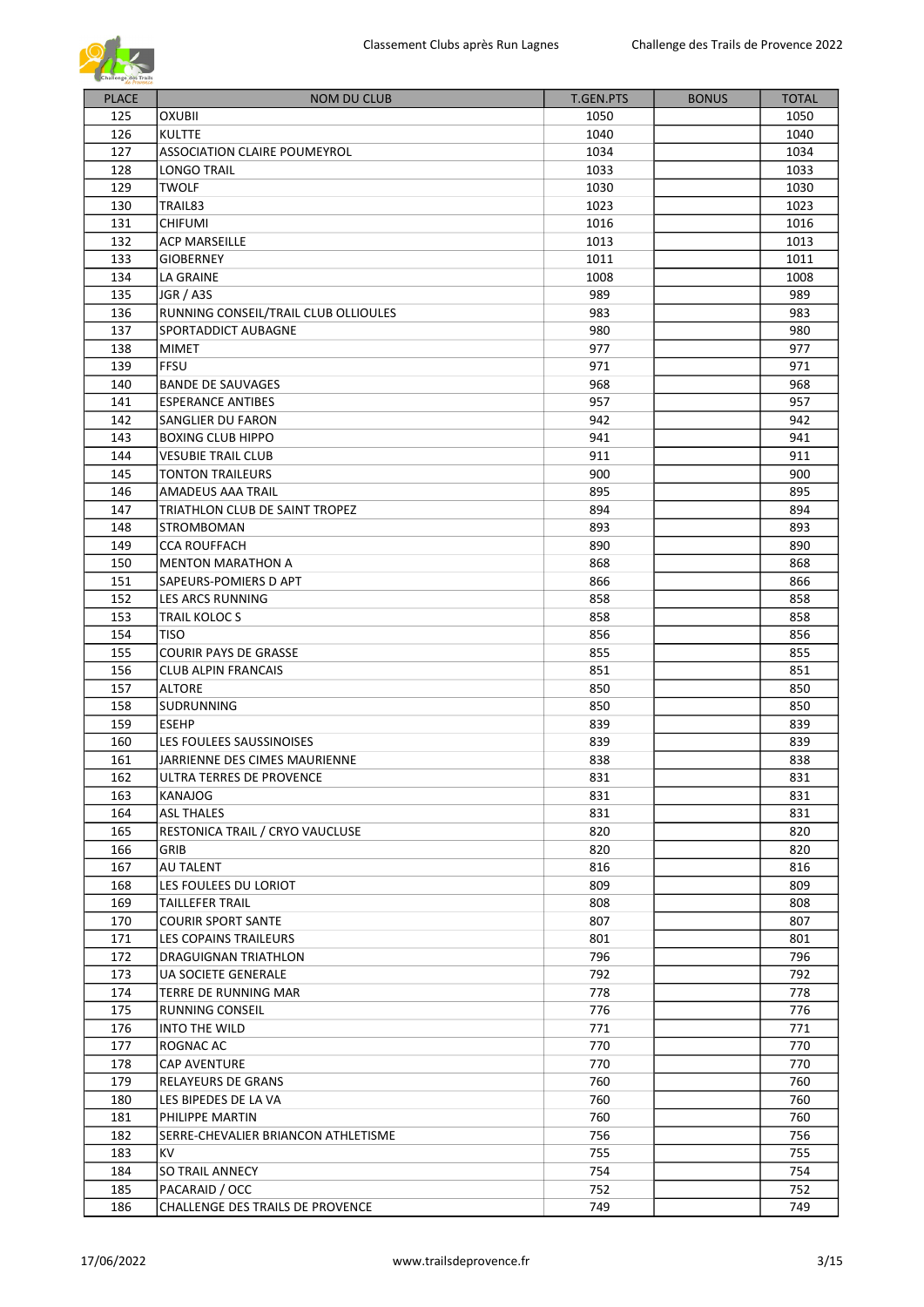| PLACE | NOM DU CLUB | T.GEN.PTS | BONUS | TOTAL |
|---|---|---|---|---|
| 125 | OXUBII | 1050 | | 1050 |
| 126 | KULTTE | 1040 | | 1040 |
| 127 | ASSOCIATION CLAIRE POUMEYROL | 1034 | | 1034 |
| 128 | LONGO TRAIL | 1033 | | 1033 |
| 129 | TWOLF | 1030 | | 1030 |
| 130 | TRAIL83 | 1023 | | 1023 |
| 131 | CHIFUMI | 1016 | | 1016 |
| 132 | ACP MARSEILLE | 1013 | | 1013 |
| 133 | GIOBERNEY | 1011 | | 1011 |
| 134 | LA GRAINE | 1008 | | 1008 |
| 135 | JGR / A3S | 989 | | 989 |
| 136 | RUNNING CONSEIL/TRAIL CLUB OLLIOULES | 983 | | 983 |
| 137 | SPORTADDICT AUBAGNE | 980 | | 980 |
| 138 | MIMET | 977 | | 977 |
| 139 | FFSU | 971 | | 971 |
| 140 | BANDE DE SAUVAGES | 968 | | 968 |
| 141 | ESPERANCE ANTIBES | 957 | | 957 |
| 142 | SANGLIER DU FARON | 942 | | 942 |
| 143 | BOXING CLUB HIPPO | 941 | | 941 |
| 144 | VESUBIE TRAIL CLUB | 911 | | 911 |
| 145 | TONTON TRAILEURS | 900 | | 900 |
| 146 | AMADEUS AAA TRAIL | 895 | | 895 |
| 147 | TRIATHLON CLUB DE SAINT TROPEZ | 894 | | 894 |
| 148 | STROMBOMAN | 893 | | 893 |
| 149 | CCA ROUFFACH | 890 | | 890 |
| 150 | MENTON MARATHON A | 868 | | 868 |
| 151 | SAPEURS-POMIERS D APT | 866 | | 866 |
| 152 | LES ARCS RUNNING | 858 | | 858 |
| 153 | TRAIL KOLOC S | 858 | | 858 |
| 154 | TISO | 856 | | 856 |
| 155 | COURIR PAYS DE GRASSE | 855 | | 855 |
| 156 | CLUB ALPIN FRANCAIS | 851 | | 851 |
| 157 | ALTORE | 850 | | 850 |
| 158 | SUDRUNNING | 850 | | 850 |
| 159 | ESEHP | 839 | | 839 |
| 160 | LES FOULEES SAUSSINOISES | 839 | | 839 |
| 161 | JARRIENNE DES CIMES MAURIENNE | 838 | | 838 |
| 162 | ULTRA TERRES DE PROVENCE | 831 | | 831 |
| 163 | KANAJOG | 831 | | 831 |
| 164 | ASL THALES | 831 | | 831 |
| 165 | RESTONICA TRAIL / CRYO VAUCLUSE | 820 | | 820 |
| 166 | GRIB | 820 | | 820 |
| 167 | AU TALENT | 816 | | 816 |
| 168 | LES FOULEES DU LORIOT | 809 | | 809 |
| 169 | TAILLEFER TRAIL | 808 | | 808 |
| 170 | COURIR SPORT SANTE | 807 | | 807 |
| 171 | LES COPAINS TRAILEURS | 801 | | 801 |
| 172 | DRAGUIGNAN TRIATHLON | 796 | | 796 |
| 173 | UA SOCIETE GENERALE | 792 | | 792 |
| 174 | TERRE DE RUNNING MAR | 778 | | 778 |
| 175 | RUNNING CONSEIL | 776 | | 776 |
| 176 | INTO THE WILD | 771 | | 771 |
| 177 | ROGNAC AC | 770 | | 770 |
| 178 | CAP AVENTURE | 770 | | 770 |
| 179 | RELAYEURS DE GRANS | 760 | | 760 |
| 180 | LES BIPEDES DE LA VA | 760 | | 760 |
| 181 | PHILIPPE MARTIN | 760 | | 760 |
| 182 | SERRE-CHEVALIER BRIANCON ATHLETISME | 756 | | 756 |
| 183 | KV | 755 | | 755 |
| 184 | SO TRAIL ANNECY | 754 | | 754 |
| 185 | PACARAID / OCC | 752 | | 752 |
| 186 | CHALLENGE DES TRAILS DE PROVENCE | 749 | | 749 |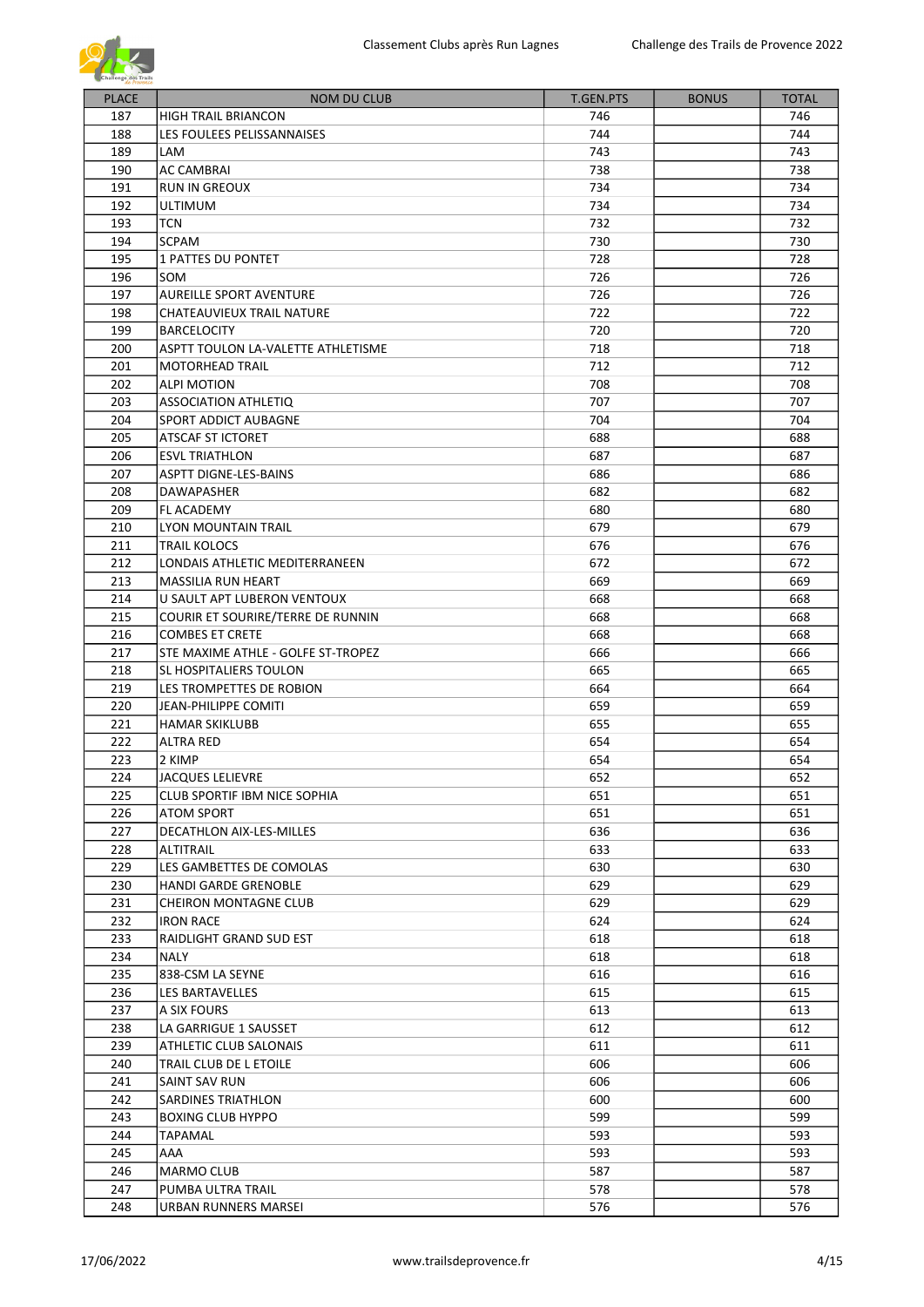| PLACE | NOM DU CLUB | T.GEN.PTS | BONUS | TOTAL |
|---|---|---|---|---|
| 187 | HIGH TRAIL BRIANCON | 746 | | 746 |
| 188 | LES FOULEES PELISSANNAISES | 744 | | 744 |
| 189 | LAM | 743 | | 743 |
| 190 | AC CAMBRAI | 738 | | 738 |
| 191 | RUN IN GREOUX | 734 | | 734 |
| 192 | ULTIMUM | 734 | | 734 |
| 193 | TCN | 732 | | 732 |
| 194 | SCPAM | 730 | | 730 |
| 195 | 1 PATTES DU PONTET | 728 | | 728 |
| 196 | SOM | 726 | | 726 |
| 197 | AUREILLE SPORT AVENTURE | 726 | | 726 |
| 198 | CHATEAUVIEUX TRAIL NATURE | 722 | | 722 |
| 199 | BARCELOCITY | 720 | | 720 |
| 200 | ASPTT TOULON LA-VALETTE ATHLETISME | 718 | | 718 |
| 201 | MOTORHEAD TRAIL | 712 | | 712 |
| 202 | ALPI MOTION | 708 | | 708 |
| 203 | ASSOCIATION ATHLETIQ | 707 | | 707 |
| 204 | SPORT ADDICT AUBAGNE | 704 | | 704 |
| 205 | ATSCAF ST ICTORET | 688 | | 688 |
| 206 | ESVL TRIATHLON | 687 | | 687 |
| 207 | ASPTT DIGNE-LES-BAINS | 686 | | 686 |
| 208 | DAWAPASHER | 682 | | 682 |
| 209 | FL ACADEMY | 680 | | 680 |
| 210 | LYON MOUNTAIN TRAIL | 679 | | 679 |
| 211 | TRAIL KOLOCS | 676 | | 676 |
| 212 | LONDAIS ATHLETIC MEDITERRANEEN | 672 | | 672 |
| 213 | MASSILIA RUN HEART | 669 | | 669 |
| 214 | U SAULT APT LUBERON VENTOUX | 668 | | 668 |
| 215 | COURIR ET SOURIRE/TERRE DE RUNNIN | 668 | | 668 |
| 216 | COMBES ET CRETE | 668 | | 668 |
| 217 | STE MAXIME ATHLE - GOLFE ST-TROPEZ | 666 | | 666 |
| 218 | SL HOSPITALIERS TOULON | 665 | | 665 |
| 219 | LES TROMPETTES DE ROBION | 664 | | 664 |
| 220 | JEAN-PHILIPPE COMITI | 659 | | 659 |
| 221 | HAMAR SKIKLUBB | 655 | | 655 |
| 222 | ALTRA RED | 654 | | 654 |
| 223 | 2 KIMP | 654 | | 654 |
| 224 | JACQUES LELIEVRE | 652 | | 652 |
| 225 | CLUB SPORTIF IBM NICE SOPHIA | 651 | | 651 |
| 226 | ATOM SPORT | 651 | | 651 |
| 227 | DECATHLON AIX-LES-MILLES | 636 | | 636 |
| 228 | ALTITRAIL | 633 | | 633 |
| 229 | LES GAMBETTES DE COMOLAS | 630 | | 630 |
| 230 | HANDI GARDE GRENOBLE | 629 | | 629 |
| 231 | CHEIRON MONTAGNE CLUB | 629 | | 629 |
| 232 | IRON RACE | 624 | | 624 |
| 233 | RAIDLIGHT GRAND SUD EST | 618 | | 618 |
| 234 | NALY | 618 | | 618 |
| 235 | 838-CSM LA SEYNE | 616 | | 616 |
| 236 | LES BARTAVELLES | 615 | | 615 |
| 237 | A SIX FOURS | 613 | | 613 |
| 238 | LA GARRIGUE 1 SAUSSET | 612 | | 612 |
| 239 | ATHLETIC CLUB SALONAIS | 611 | | 611 |
| 240 | TRAIL CLUB DE L ETOILE | 606 | | 606 |
| 241 | SAINT SAV RUN | 606 | | 606 |
| 242 | SARDINES TRIATHLON | 600 | | 600 |
| 243 | BOXING CLUB HYPPO | 599 | | 599 |
| 244 | TAPAMAL | 593 | | 593 |
| 245 | AAA | 593 | | 593 |
| 246 | MARMO CLUB | 587 | | 587 |
| 247 | PUMBA ULTRA TRAIL | 578 | | 578 |
| 248 | URBAN RUNNERS MARSEI | 576 | | 576 |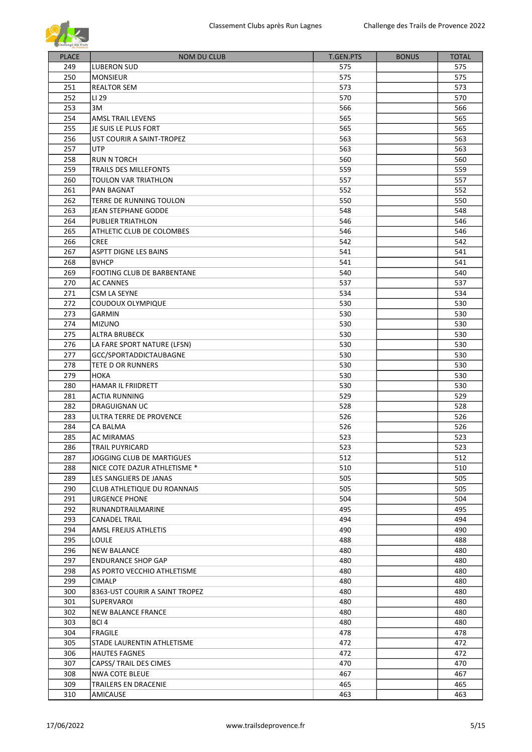| PLACE | NOM DU CLUB | T.GEN.PTS | BONUS | TOTAL |
|---|---|---|---|---|
| 249 | LUBERON SUD | 575 | | 575 |
| 250 | MONSIEUR | 575 | | 575 |
| 251 | REALTOR SEM | 573 | | 573 |
| 252 | LI 29 | 570 | | 570 |
| 253 | 3M | 566 | | 566 |
| 254 | AMSL TRAIL LEVENS | 565 | | 565 |
| 255 | JE SUIS LE PLUS FORT | 565 | | 565 |
| 256 | UST COURIR A SAINT-TROPEZ | 563 | | 563 |
| 257 | UTP | 563 | | 563 |
| 258 | RUN N TORCH | 560 | | 560 |
| 259 | TRAILS DES MILLEFONTS | 559 | | 559 |
| 260 | TOULON VAR TRIATHLON | 557 | | 557 |
| 261 | PAN BAGNAT | 552 | | 552 |
| 262 | TERRE DE RUNNING TOULON | 550 | | 550 |
| 263 | JEAN STEPHANE GODDE | 548 | | 548 |
| 264 | PUBLIER TRIATHLON | 546 | | 546 |
| 265 | ATHLETIC CLUB DE COLOMBES | 546 | | 546 |
| 266 | CREE | 542 | | 542 |
| 267 | ASPTT DIGNE LES BAINS | 541 | | 541 |
| 268 | BVHCP | 541 | | 541 |
| 269 | FOOTING CLUB DE BARBENTANE | 540 | | 540 |
| 270 | AC CANNES | 537 | | 537 |
| 271 | CSM LA SEYNE | 534 | | 534 |
| 272 | COUDOUX OLYMPIQUE | 530 | | 530 |
| 273 | GARMIN | 530 | | 530 |
| 274 | MIZUNO | 530 | | 530 |
| 275 | ALTRA BRUBECK | 530 | | 530 |
| 276 | LA FARE SPORT NATURE (LFSN) | 530 | | 530 |
| 277 | GCC/SPORTADDICTAUBAGNE | 530 | | 530 |
| 278 | TETE D OR RUNNERS | 530 | | 530 |
| 279 | HOKA | 530 | | 530 |
| 280 | HAMAR IL FRIIDRETT | 530 | | 530 |
| 281 | ACTIA RUNNING | 529 | | 529 |
| 282 | DRAGUIGNAN UC | 528 | | 528 |
| 283 | ULTRA TERRE DE PROVENCE | 526 | | 526 |
| 284 | CA BALMA | 526 | | 526 |
| 285 | AC MIRAMAS | 523 | | 523 |
| 286 | TRAIL PUYRICARD | 523 | | 523 |
| 287 | JOGGING CLUB DE MARTIGUES | 512 | | 512 |
| 288 | NICE COTE DAZUR ATHLETISME * | 510 | | 510 |
| 289 | LES SANGLIERS DE JANAS | 505 | | 505 |
| 290 | CLUB ATHLETIQUE DU ROANNAIS | 505 | | 505 |
| 291 | URGENCE PHONE | 504 | | 504 |
| 292 | RUNANDTRAILMARINE | 495 | | 495 |
| 293 | CANADEL TRAIL | 494 | | 494 |
| 294 | AMSL FREJUS ATHLETIS | 490 | | 490 |
| 295 | LOULE | 488 | | 488 |
| 296 | NEW BALANCE | 480 | | 480 |
| 297 | ENDURANCE SHOP GAP | 480 | | 480 |
| 298 | AS PORTO VECCHIO ATHLETISME | 480 | | 480 |
| 299 | CIMALP | 480 | | 480 |
| 300 | 8363-UST COURIR A SAINT TROPEZ | 480 | | 480 |
| 301 | SUPERVAROI | 480 | | 480 |
| 302 | NEW BALANCE FRANCE | 480 | | 480 |
| 303 | BCI 4 | 480 | | 480 |
| 304 | FRAGILE | 478 | | 478 |
| 305 | STADE LAURENTIN ATHLETISME | 472 | | 472 |
| 306 | HAUTES FAGNES | 472 | | 472 |
| 307 | CAPSS/ TRAIL DES CIMES | 470 | | 470 |
| 308 | NWA COTE BLEUE | 467 | | 467 |
| 309 | TRAILERS EN DRACENIE | 465 | | 465 |
| 310 | AMICAUSE | 463 | | 463 |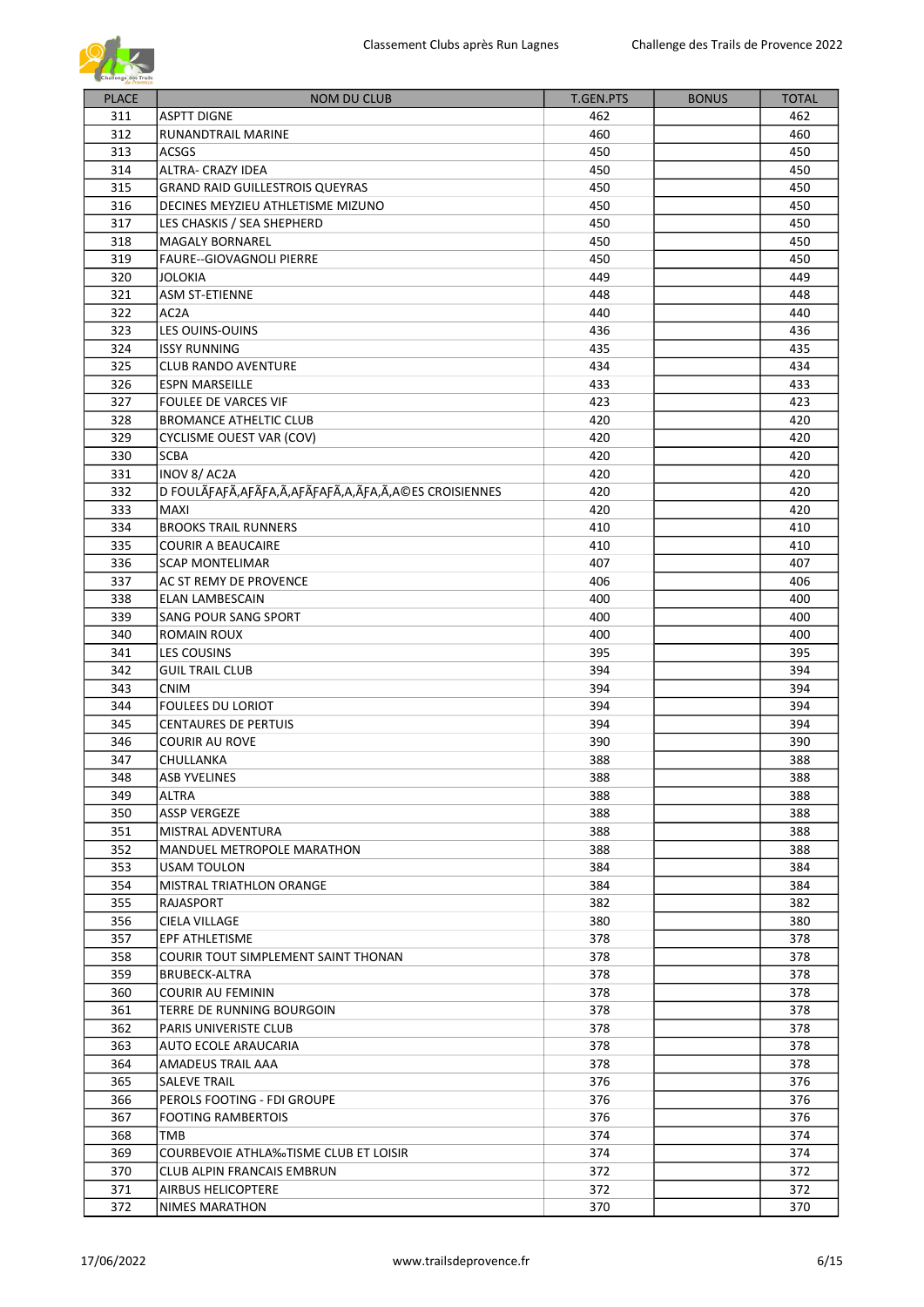| PLACE | NOM DU CLUB | T.GEN.PTS | BONUS | TOTAL |
|---|---|---|---|---|
| 311 | ASPTT DIGNE | 462 | | 462 |
| 312 | RUNANDTRAIL MARINE | 460 | | 460 |
| 313 | ACSGS | 450 | | 450 |
| 314 | ALTRA- CRAZY IDEA | 450 | | 450 |
| 315 | GRAND RAID GUILLESTROIS QUEYRAS | 450 | | 450 |
| 316 | DECINES MEYZIEU ATHLETISME MIZUNO | 450 | | 450 |
| 317 | LES CHASKIS / SEA SHEPHERD | 450 | | 450 |
| 318 | MAGALY BORNAREL | 450 | | 450 |
| 319 | FAURE--GIOVAGNOLI PIERRE | 450 | | 450 |
| 320 | JOLOKIA | 449 | | 449 |
| 321 | ASM ST-ETIENNE | 448 | | 448 |
| 322 | AC2A | 440 | | 440 |
| 323 | LES OUINS-OUINS | 436 | | 436 |
| 324 | ISSY RUNNING | 435 | | 435 |
| 325 | CLUB RANDO AVENTURE | 434 | | 434 |
| 326 | ESPN MARSEILLE | 433 | | 433 |
| 327 | FOULEE DE VARCES VIF | 423 | | 423 |
| 328 | BROMANCE ATHELTIC CLUB | 420 | | 420 |
| 329 | CYCLISME OUEST VAR (COV) | 420 | | 420 |
| 330 | SCBA | 420 | | 420 |
| 331 | INOV 8/ AC2A | 420 | | 420 |
| 332 | D FOULÃƑAƑÃ,AƑÃƑA,Ã,AƑÃƑAƑÃ,A,ÃƑA,Ã,A©ES CROISIENNES | 420 | | 420 |
| 333 | MAXI | 420 | | 420 |
| 334 | BROOKS TRAIL RUNNERS | 410 | | 410 |
| 335 | COURIR A BEAUCAIRE | 410 | | 410 |
| 336 | SCAP MONTELIMAR | 407 | | 407 |
| 337 | AC ST REMY DE PROVENCE | 406 | | 406 |
| 338 | ELAN LAMBESCAIN | 400 | | 400 |
| 339 | SANG POUR SANG SPORT | 400 | | 400 |
| 340 | ROMAIN ROUX | 400 | | 400 |
| 341 | LES COUSINS | 395 | | 395 |
| 342 | GUIL TRAIL CLUB | 394 | | 394 |
| 343 | CNIM | 394 | | 394 |
| 344 | FOULEES DU LORIOT | 394 | | 394 |
| 345 | CENTAURES DE PERTUIS | 394 | | 394 |
| 346 | COURIR AU ROVE | 390 | | 390 |
| 347 | CHULLANKA | 388 | | 388 |
| 348 | ASB YVELINES | 388 | | 388 |
| 349 | ALTRA | 388 | | 388 |
| 350 | ASSP VERGEZE | 388 | | 388 |
| 351 | MISTRAL ADVENTURA | 388 | | 388 |
| 352 | MANDUEL METROPOLE MARATHON | 388 | | 388 |
| 353 | USAM TOULON | 384 | | 384 |
| 354 | MISTRAL TRIATHLON ORANGE | 384 | | 384 |
| 355 | RAJASPORT | 382 | | 382 |
| 356 | CIELA VILLAGE | 380 | | 380 |
| 357 | EPF ATHLETISME | 378 | | 378 |
| 358 | COURIR TOUT SIMPLEMENT SAINT THONAN | 378 | | 378 |
| 359 | BRUBECK-ALTRA | 378 | | 378 |
| 360 | COURIR AU FEMININ | 378 | | 378 |
| 361 | TERRE DE RUNNING BOURGOIN | 378 | | 378 |
| 362 | PARIS UNIVERISTE CLUB | 378 | | 378 |
| 363 | AUTO ECOLE ARAUCARIA | 378 | | 378 |
| 364 | AMADEUS TRAIL AAA | 378 | | 378 |
| 365 | SALEVE TRAIL | 376 | | 376 |
| 366 | PEROLS FOOTING - FDI GROUPE | 376 | | 376 |
| 367 | FOOTING RAMBERTOIS | 376 | | 376 |
| 368 | TMB | 374 | | 374 |
| 369 | COURBEVOIE ATHLA‰TISME CLUB ET LOISIR | 374 | | 374 |
| 370 | CLUB ALPIN FRANCAIS EMBRUN | 372 | | 372 |
| 371 | AIRBUS HELICOPTERE | 372 | | 372 |
| 372 | NIMES MARATHON | 370 | | 370 |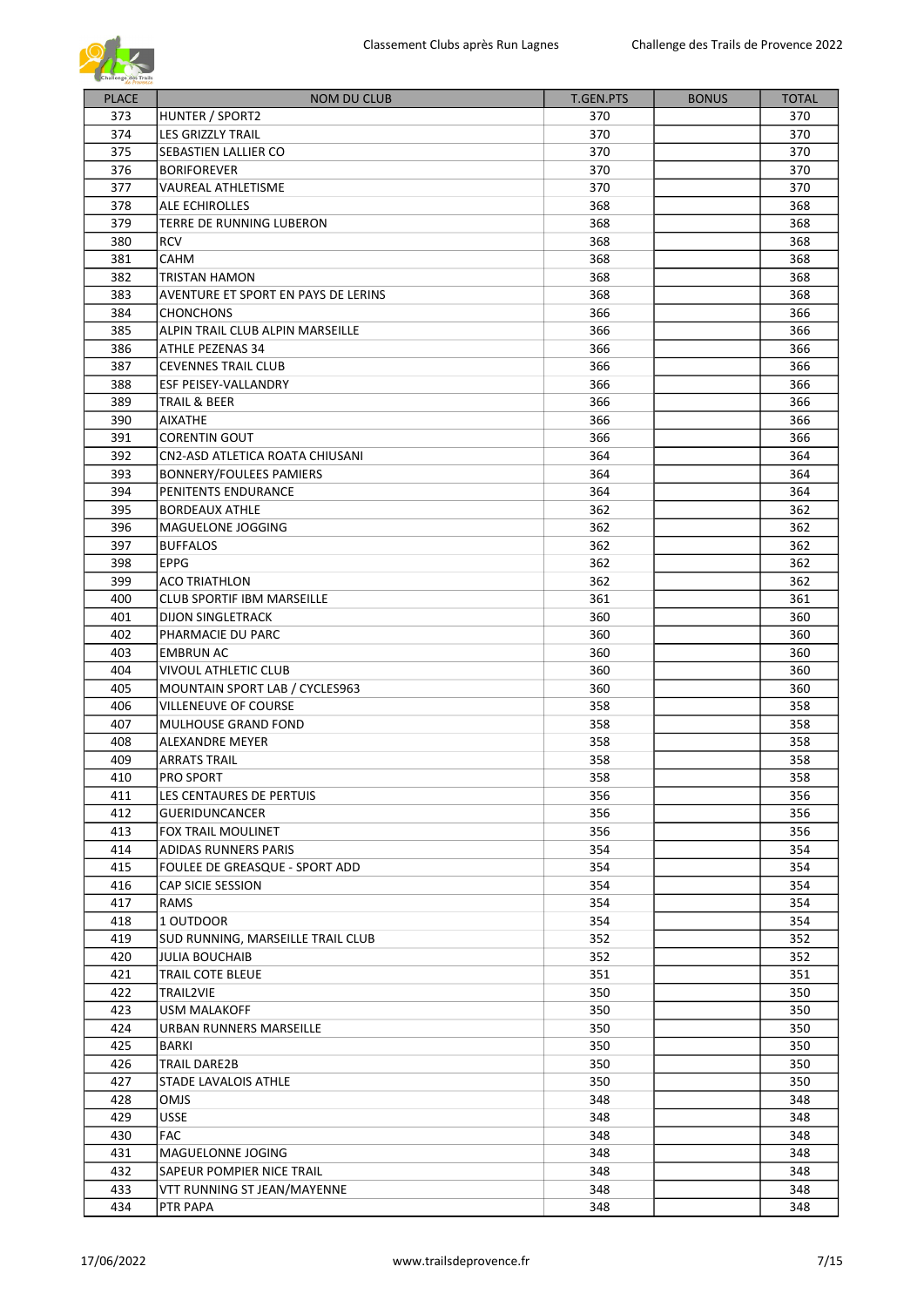| PLACE | NOM DU CLUB | T.GEN.PTS | BONUS | TOTAL |
| --- | --- | --- | --- | --- |
| 373 | HUNTER / SPORT2 | 370 | | 370 |
| 374 | LES GRIZZLY TRAIL | 370 | | 370 |
| 375 | SEBASTIEN LALLIER CO | 370 | | 370 |
| 376 | BORIFOREVER | 370 | | 370 |
| 377 | VAUREAL ATHLETISME | 370 | | 370 |
| 378 | ALE ECHIROLLES | 368 | | 368 |
| 379 | TERRE DE RUNNING LUBERON | 368 | | 368 |
| 380 | RCV | 368 | | 368 |
| 381 | CAHM | 368 | | 368 |
| 382 | TRISTAN HAMON | 368 | | 368 |
| 383 | AVENTURE ET SPORT EN PAYS DE LERINS | 368 | | 368 |
| 384 | CHONCHONS | 366 | | 366 |
| 385 | ALPIN TRAIL CLUB ALPIN MARSEILLE | 366 | | 366 |
| 386 | ATHLE PEZENAS 34 | 366 | | 366 |
| 387 | CEVENNES TRAIL CLUB | 366 | | 366 |
| 388 | ESF PEISEY-VALLANDRY | 366 | | 366 |
| 389 | TRAIL & BEER | 366 | | 366 |
| 390 | AIXATHE | 366 | | 366 |
| 391 | CORENTIN GOUT | 366 | | 366 |
| 392 | CN2-ASD ATLETICA ROATA CHIUSANI | 364 | | 364 |
| 393 | BONNERY/FOULEES PAMIERS | 364 | | 364 |
| 394 | PENITENTS ENDURANCE | 364 | | 364 |
| 395 | BORDEAUX ATHLE | 362 | | 362 |
| 396 | MAGUELONE JOGGING | 362 | | 362 |
| 397 | BUFFALOS | 362 | | 362 |
| 398 | EPPG | 362 | | 362 |
| 399 | ACO TRIATHLON | 362 | | 362 |
| 400 | CLUB SPORTIF IBM MARSEILLE | 361 | | 361 |
| 401 | DIJON SINGLETRACK | 360 | | 360 |
| 402 | PHARMACIE DU PARC | 360 | | 360 |
| 403 | EMBRUN AC | 360 | | 360 |
| 404 | VIVOUL ATHLETIC CLUB | 360 | | 360 |
| 405 | MOUNTAIN SPORT LAB / CYCLES963 | 360 | | 360 |
| 406 | VILLENEUVE OF COURSE | 358 | | 358 |
| 407 | MULHOUSE GRAND FOND | 358 | | 358 |
| 408 | ALEXANDRE MEYER | 358 | | 358 |
| 409 | ARRATS TRAIL | 358 | | 358 |
| 410 | PRO SPORT | 358 | | 358 |
| 411 | LES CENTAURES DE PERTUIS | 356 | | 356 |
| 412 | GUERIDUNCANCER | 356 | | 356 |
| 413 | FOX TRAIL MOULINET | 356 | | 356 |
| 414 | ADIDAS RUNNERS PARIS | 354 | | 354 |
| 415 | FOULEE DE GREASQUE - SPORT ADD | 354 | | 354 |
| 416 | CAP SICIE SESSION | 354 | | 354 |
| 417 | RAMS | 354 | | 354 |
| 418 | 1 OUTDOOR | 354 | | 354 |
| 419 | SUD RUNNING, MARSEILLE TRAIL CLUB | 352 | | 352 |
| 420 | JULIA BOUCHAIB | 352 | | 352 |
| 421 | TRAIL COTE BLEUE | 351 | | 351 |
| 422 | TRAIL2VIE | 350 | | 350 |
| 423 | USM MALAKOFF | 350 | | 350 |
| 424 | URBAN RUNNERS MARSEILLE | 350 | | 350 |
| 425 | BARKI | 350 | | 350 |
| 426 | TRAIL DARE2B | 350 | | 350 |
| 427 | STADE LAVALOIS ATHLE | 350 | | 350 |
| 428 | OMJS | 348 | | 348 |
| 429 | USSE | 348 | | 348 |
| 430 | FAC | 348 | | 348 |
| 431 | MAGUELONNE JOGING | 348 | | 348 |
| 432 | SAPEUR POMPIER NICE TRAIL | 348 | | 348 |
| 433 | VTT RUNNING ST JEAN/MAYENNE | 348 | | 348 |
| 434 | PTR PAPA | 348 | | 348 |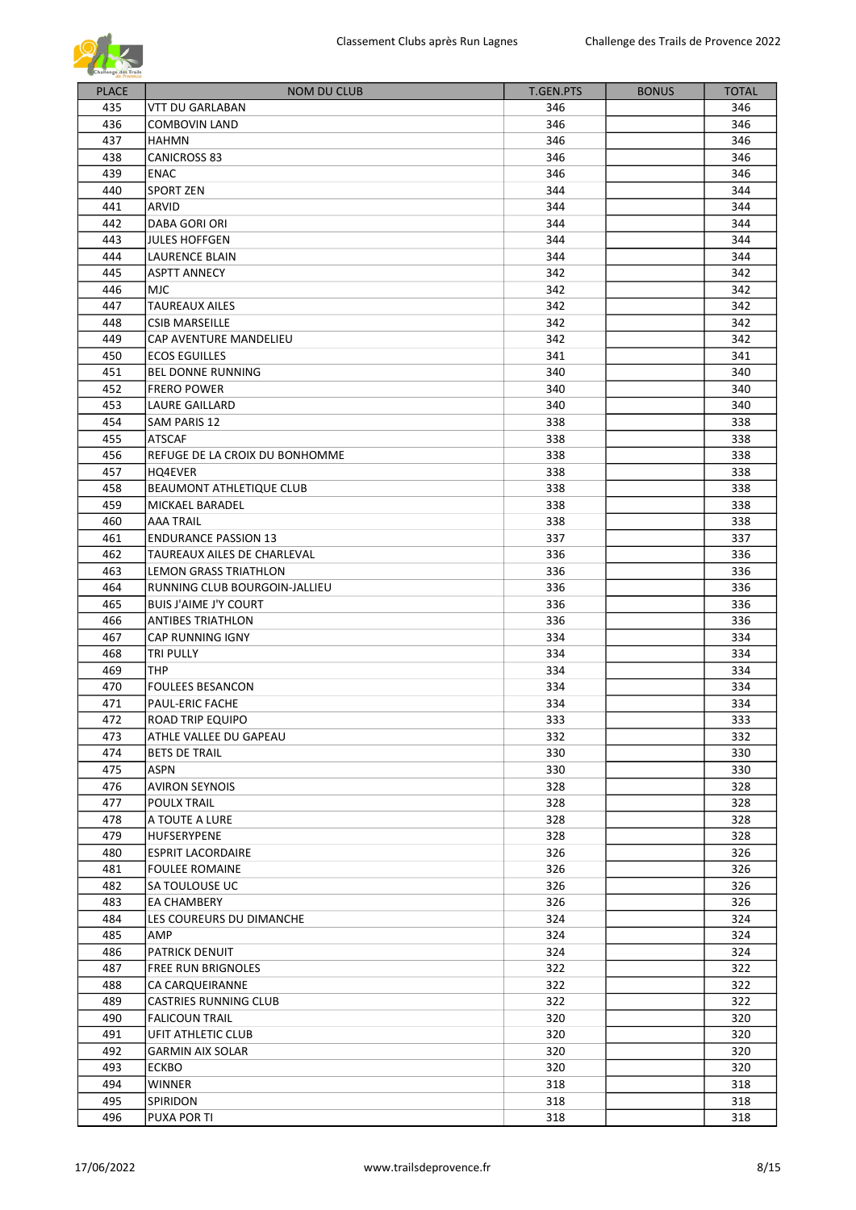| PLACE | NOM DU CLUB | T.GEN.PTS | BONUS | TOTAL |
|---|---|---|---|---|
| 435 | VTT DU GARLABAN | 346 | | 346 |
| 436 | COMBOVIN LAND | 346 | | 346 |
| 437 | HAHMN | 346 | | 346 |
| 438 | CANICROSS 83 | 346 | | 346 |
| 439 | ENAC | 346 | | 346 |
| 440 | SPORT ZEN | 344 | | 344 |
| 441 | ARVID | 344 | | 344 |
| 442 | DABA GORI ORI | 344 | | 344 |
| 443 | JULES HOFFGEN | 344 | | 344 |
| 444 | LAURENCE BLAIN | 344 | | 344 |
| 445 | ASPTT ANNECY | 342 | | 342 |
| 446 | MJC | 342 | | 342 |
| 447 | TAUREAUX AILES | 342 | | 342 |
| 448 | CSIB MARSEILLE | 342 | | 342 |
| 449 | CAP AVENTURE MANDELIEU | 342 | | 342 |
| 450 | ECOS EGUILLES | 341 | | 341 |
| 451 | BEL DONNE RUNNING | 340 | | 340 |
| 452 | FRERO POWER | 340 | | 340 |
| 453 | LAURE GAILLARD | 340 | | 340 |
| 454 | SAM PARIS 12 | 338 | | 338 |
| 455 | ATSCAF | 338 | | 338 |
| 456 | REFUGE DE LA CROIX DU BONHOMME | 338 | | 338 |
| 457 | HQ4EVER | 338 | | 338 |
| 458 | BEAUMONT ATHLETIQUE CLUB | 338 | | 338 |
| 459 | MICKAEL BARADEL | 338 | | 338 |
| 460 | AAA TRAIL | 338 | | 338 |
| 461 | ENDURANCE PASSION 13 | 337 | | 337 |
| 462 | TAUREAUX AILES DE CHARLEVAL | 336 | | 336 |
| 463 | LEMON GRASS TRIATHLON | 336 | | 336 |
| 464 | RUNNING CLUB BOURGOIN-JALLIEU | 336 | | 336 |
| 465 | BUIS J'AIME J'Y COURT | 336 | | 336 |
| 466 | ANTIBES TRIATHLON | 336 | | 336 |
| 467 | CAP RUNNING IGNY | 334 | | 334 |
| 468 | TRI PULLY | 334 | | 334 |
| 469 | THP | 334 | | 334 |
| 470 | FOULEES BESANCON | 334 | | 334 |
| 471 | PAUL-ERIC FACHE | 334 | | 334 |
| 472 | ROAD TRIP EQUIPO | 333 | | 333 |
| 473 | ATHLE VALLEE DU GAPEAU | 332 | | 332 |
| 474 | BETS DE TRAIL | 330 | | 330 |
| 475 | ASPN | 330 | | 330 |
| 476 | AVIRON SEYNOIS | 328 | | 328 |
| 477 | POULX TRAIL | 328 | | 328 |
| 478 | A TOUTE A LURE | 328 | | 328 |
| 479 | HUFSERYPENE | 328 | | 328 |
| 480 | ESPRIT LACORDAIRE | 326 | | 326 |
| 481 | FOULEE ROMAINE | 326 | | 326 |
| 482 | SA TOULOUSE UC | 326 | | 326 |
| 483 | EA CHAMBERY | 326 | | 326 |
| 484 | LES COUREURS DU DIMANCHE | 324 | | 324 |
| 485 | AMP | 324 | | 324 |
| 486 | PATRICK DENUIT | 324 | | 324 |
| 487 | FREE RUN BRIGNOLES | 322 | | 322 |
| 488 | CA CARQUEIRANNE | 322 | | 322 |
| 489 | CASTRIES RUNNING CLUB | 322 | | 322 |
| 490 | FALICOUN TRAIL | 320 | | 320 |
| 491 | UFIT ATHLETIC CLUB | 320 | | 320 |
| 492 | GARMIN AIX SOLAR | 320 | | 320 |
| 493 | ECKBO | 320 | | 320 |
| 494 | WINNER | 318 | | 318 |
| 495 | SPIRIDON | 318 | | 318 |
| 496 | PUXA POR TI | 318 | | 318 |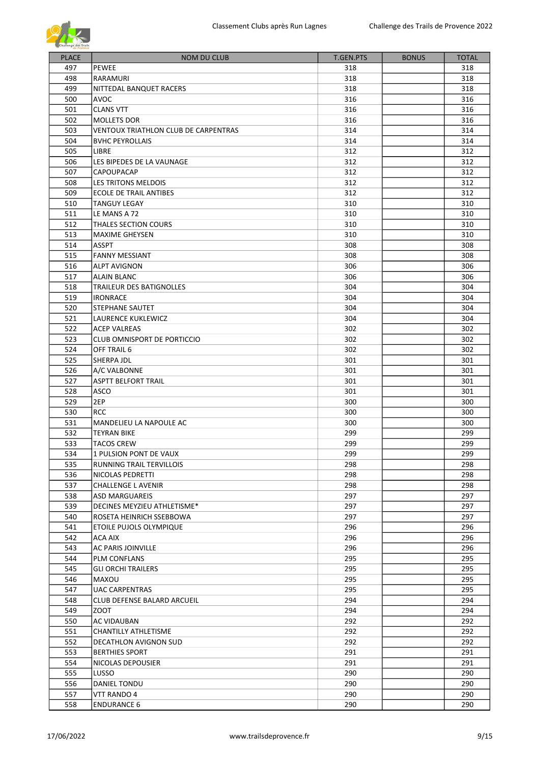| PLACE | NOM DU CLUB | T.GEN.PTS | BONUS | TOTAL |
|---|---|---|---|---|
| 497 | PEWEE | 318 | | 318 |
| 498 | RARAMURI | 318 | | 318 |
| 499 | NITTEDAL BANQUET RACERS | 318 | | 318 |
| 500 | AVOC | 316 | | 316 |
| 501 | CLANS VTT | 316 | | 316 |
| 502 | MOLLETS DOR | 316 | | 316 |
| 503 | VENTOUX TRIATHLON CLUB DE CARPENTRAS | 314 | | 314 |
| 504 | BVHC PEYROLLAIS | 314 | | 314 |
| 505 | LIBRE | 312 | | 312 |
| 506 | LES BIPEDES DE LA VAUNAGE | 312 | | 312 |
| 507 | CAPOUPACAP | 312 | | 312 |
| 508 | LES TRITONS MELDOIS | 312 | | 312 |
| 509 | ECOLE DE TRAIL ANTIBES | 312 | | 312 |
| 510 | TANGUY LEGAY | 310 | | 310 |
| 511 | LE MANS A 72 | 310 | | 310 |
| 512 | THALES SECTION COURS | 310 | | 310 |
| 513 | MAXIME GHEYSEN | 310 | | 310 |
| 514 | ASSPT | 308 | | 308 |
| 515 | FANNY MESSIANT | 308 | | 308 |
| 516 | ALPT AVIGNON | 306 | | 306 |
| 517 | ALAIN BLANC | 306 | | 306 |
| 518 | TRAILEUR DES BATIGNOLLES | 304 | | 304 |
| 519 | IRONRACE | 304 | | 304 |
| 520 | STEPHANE SAUTET | 304 | | 304 |
| 521 | LAURENCE KUKLEWICZ | 304 | | 304 |
| 522 | ACEP VALREAS | 302 | | 302 |
| 523 | CLUB OMNISPORT DE PORTICCIO | 302 | | 302 |
| 524 | OFF TRAIL 6 | 302 | | 302 |
| 525 | SHERPA JDL | 301 | | 301 |
| 526 | A/C VALBONNE | 301 | | 301 |
| 527 | ASPTT BELFORT TRAIL | 301 | | 301 |
| 528 | ASCO | 301 | | 301 |
| 529 | 2EP | 300 | | 300 |
| 530 | RCC | 300 | | 300 |
| 531 | MANDELIEU LA NAPOULE AC | 300 | | 300 |
| 532 | TEYRAN BIKE | 299 | | 299 |
| 533 | TACOS CREW | 299 | | 299 |
| 534 | 1 PULSION PONT DE VAUX | 299 | | 299 |
| 535 | RUNNING TRAIL TERVILLOIS | 298 | | 298 |
| 536 | NICOLAS PEDRETTI | 298 | | 298 |
| 537 | CHALLENGE L AVENIR | 298 | | 298 |
| 538 | ASD MARGUAREIS | 297 | | 297 |
| 539 | DECINES MEYZIEU ATHLETISME* | 297 | | 297 |
| 540 | ROSETA HEINRICH SSEBBOWA | 297 | | 297 |
| 541 | ETOILE PUJOLS OLYMPIQUE | 296 | | 296 |
| 542 | ACA AIX | 296 | | 296 |
| 543 | AC PARIS JOINVILLE | 296 | | 296 |
| 544 | PLM CONFLANS | 295 | | 295 |
| 545 | GLI ORCHI TRAILERS | 295 | | 295 |
| 546 | MAXOU | 295 | | 295 |
| 547 | UAC CARPENTRAS | 295 | | 295 |
| 548 | CLUB DEFENSE BALARD ARCUEIL | 294 | | 294 |
| 549 | ZOOT | 294 | | 294 |
| 550 | AC VIDAUBAN | 292 | | 292 |
| 551 | CHANTILLY ATHLETISME | 292 | | 292 |
| 552 | DECATHLON AVIGNON SUD | 292 | | 292 |
| 553 | BERTHIES SPORT | 291 | | 291 |
| 554 | NICOLAS DEPOUSIER | 291 | | 291 |
| 555 | LUSSO | 290 | | 290 |
| 556 | DANIEL TONDU | 290 | | 290 |
| 557 | VTT RANDO 4 | 290 | | 290 |
| 558 | ENDURANCE 6 | 290 | | 290 |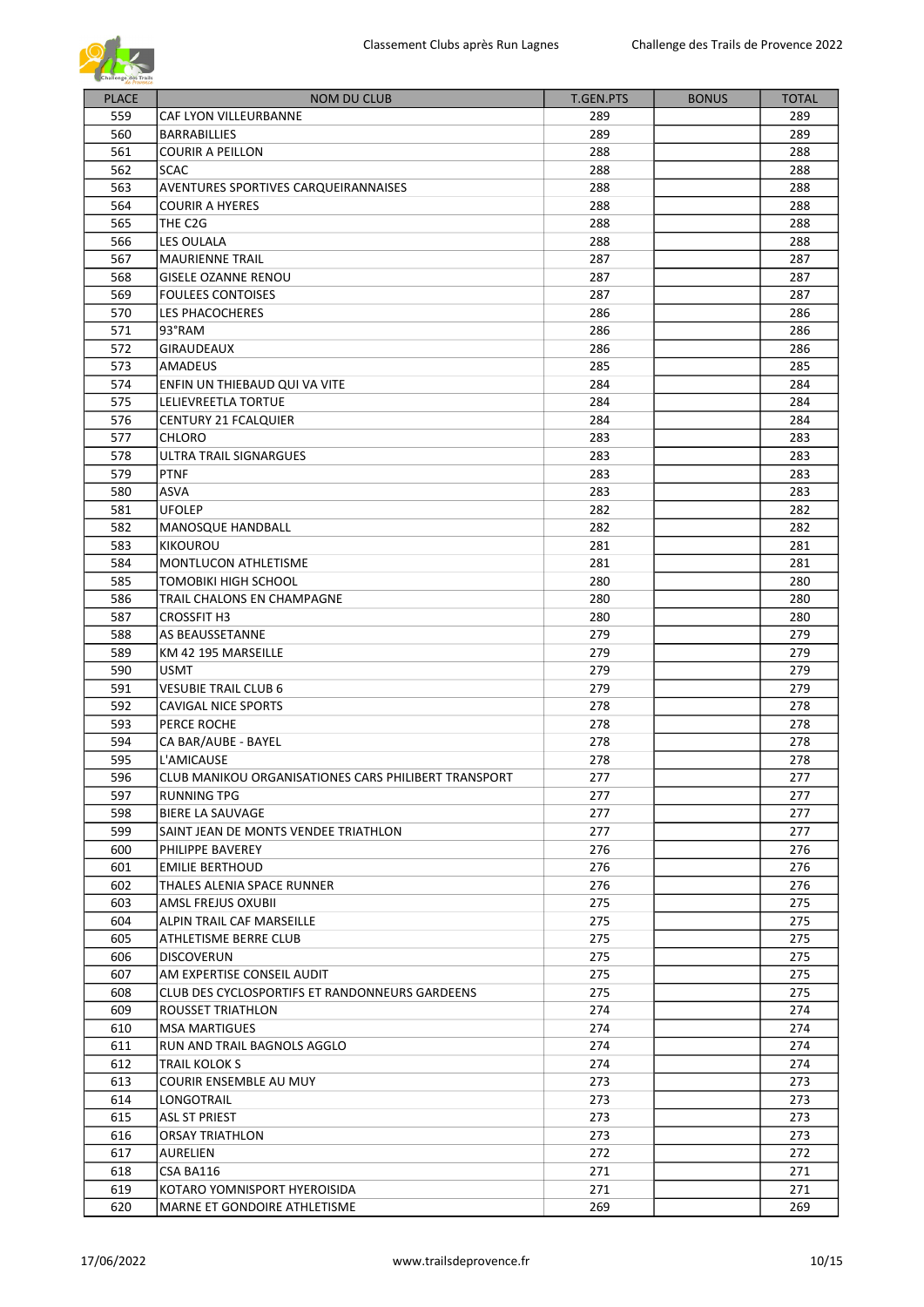| PLACE | NOM DU CLUB | T.GEN.PTS | BONUS | TOTAL |
|---|---|---|---|---|
| 559 | CAF LYON VILLEURBANNE | 289 | | 289 |
| 560 | BARRABILLIES | 289 | | 289 |
| 561 | COURIR A PEILLON | 288 | | 288 |
| 562 | SCAC | 288 | | 288 |
| 563 | AVENTURES SPORTIVES CARQUEIRANNAISES | 288 | | 288 |
| 564 | COURIR A HYERES | 288 | | 288 |
| 565 | THE C2G | 288 | | 288 |
| 566 | LES OULALA | 288 | | 288 |
| 567 | MAURIENNE TRAIL | 287 | | 287 |
| 568 | GISELE OZANNE RENOU | 287 | | 287 |
| 569 | FOULEES CONTOISES | 287 | | 287 |
| 570 | LES PHACOCHERES | 286 | | 286 |
| 571 | 93°RAM | 286 | | 286 |
| 572 | GIRAUDEAUX | 286 | | 286 |
| 573 | AMADEUS | 285 | | 285 |
| 574 | ENFIN UN THIEBAUD QUI VA VITE | 284 | | 284 |
| 575 | LELIEVREETLA TORTUE | 284 | | 284 |
| 576 | CENTURY 21 FCALQUIER | 284 | | 284 |
| 577 | CHLORO | 283 | | 283 |
| 578 | ULTRA TRAIL SIGNARGUES | 283 | | 283 |
| 579 | PTNF | 283 | | 283 |
| 580 | ASVA | 283 | | 283 |
| 581 | UFOLEP | 282 | | 282 |
| 582 | MANOSQUE HANDBALL | 282 | | 282 |
| 583 | KIKOUROU | 281 | | 281 |
| 584 | MONTLUCON ATHLETISME | 281 | | 281 |
| 585 | TOMOBIKI HIGH SCHOOL | 280 | | 280 |
| 586 | TRAIL CHALONS EN CHAMPAGNE | 280 | | 280 |
| 587 | CROSSFIT H3 | 280 | | 280 |
| 588 | AS BEAUSSETANNE | 279 | | 279 |
| 589 | KM 42 195 MARSEILLE | 279 | | 279 |
| 590 | USMT | 279 | | 279 |
| 591 | VESUBIE TRAIL CLUB 6 | 279 | | 279 |
| 592 | CAVIGAL NICE SPORTS | 278 | | 278 |
| 593 | PERCE ROCHE | 278 | | 278 |
| 594 | CA BAR/AUBE - BAYEL | 278 | | 278 |
| 595 | L'AMICAUSE | 278 | | 278 |
| 596 | CLUB MANIKOU ORGANISATIONES CARS PHILIBERT TRANSPORT | 277 | | 277 |
| 597 | RUNNING TPG | 277 | | 277 |
| 598 | BIERE LA SAUVAGE | 277 | | 277 |
| 599 | SAINT JEAN DE MONTS VENDEE TRIATHLON | 277 | | 277 |
| 600 | PHILIPPE BAVEREY | 276 | | 276 |
| 601 | EMILIE BERTHOUD | 276 | | 276 |
| 602 | THALES ALENIA SPACE RUNNER | 276 | | 276 |
| 603 | AMSL FREJUS OXUBII | 275 | | 275 |
| 604 | ALPIN TRAIL CAF MARSEILLE | 275 | | 275 |
| 605 | ATHLETISME BERRE CLUB | 275 | | 275 |
| 606 | DISCOVERUN | 275 | | 275 |
| 607 | AM EXPERTISE CONSEIL AUDIT | 275 | | 275 |
| 608 | CLUB DES CYCLOSPORTIFS ET RANDONNEURS GARDEENS | 275 | | 275 |
| 609 | ROUSSET TRIATHLON | 274 | | 274 |
| 610 | MSA MARTIGUES | 274 | | 274 |
| 611 | RUN AND TRAIL BAGNOLS AGGLO | 274 | | 274 |
| 612 | TRAIL KOLOK S | 274 | | 274 |
| 613 | COURIR ENSEMBLE AU MUY | 273 | | 273 |
| 614 | LONGOTRAIL | 273 | | 273 |
| 615 | ASL ST PRIEST | 273 | | 273 |
| 616 | ORSAY TRIATHLON | 273 | | 273 |
| 617 | AURELIEN | 272 | | 272 |
| 618 | CSA BA116 | 271 | | 271 |
| 619 | KOTARO YOMNISPORT HYEROISIDA | 271 | | 271 |
| 620 | MARNE ET GONDOIRE ATHLETISME | 269 | | 269 |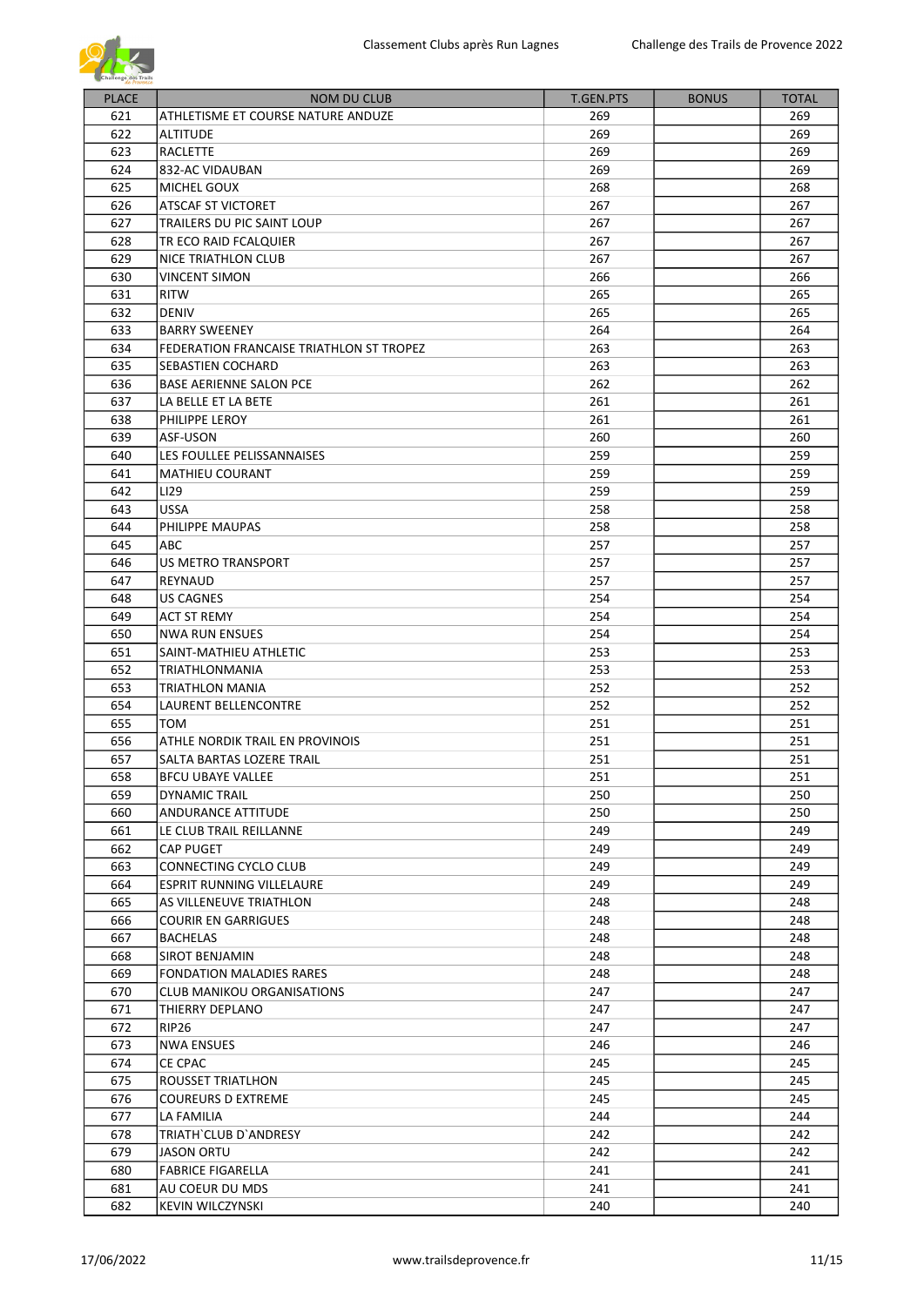| PLACE | NOM DU CLUB | T.GEN.PTS | BONUS | TOTAL |
|---|---|---|---|---|
| 621 | ATHLETISME ET COURSE NATURE ANDUZE | 269 | | 269 |
| 622 | ALTITUDE | 269 | | 269 |
| 623 | RACLETTE | 269 | | 269 |
| 624 | 832-AC VIDAUBAN | 269 | | 269 |
| 625 | MICHEL GOUX | 268 | | 268 |
| 626 | ATSCAF ST VICTORET | 267 | | 267 |
| 627 | TRAILERS DU PIC SAINT LOUP | 267 | | 267 |
| 628 | TR ECO RAID FCALQUIER | 267 | | 267 |
| 629 | NICE TRIATHLON CLUB | 267 | | 267 |
| 630 | VINCENT SIMON | 266 | | 266 |
| 631 | RITW | 265 | | 265 |
| 632 | DENIV | 265 | | 265 |
| 633 | BARRY SWEENEY | 264 | | 264 |
| 634 | FEDERATION FRANCAISE TRIATHLON ST TROPEZ | 263 | | 263 |
| 635 | SEBASTIEN COCHARD | 263 | | 263 |
| 636 | BASE AERIENNE SALON PCE | 262 | | 262 |
| 637 | LA BELLE ET LA BETE | 261 | | 261 |
| 638 | PHILIPPE LEROY | 261 | | 261 |
| 639 | ASF-USON | 260 | | 260 |
| 640 | LES FOULLEE PELISSANNAISES | 259 | | 259 |
| 641 | MATHIEU COURANT | 259 | | 259 |
| 642 | LI29 | 259 | | 259 |
| 643 | USSA | 258 | | 258 |
| 644 | PHILIPPE MAUPAS | 258 | | 258 |
| 645 | ABC | 257 | | 257 |
| 646 | US METRO TRANSPORT | 257 | | 257 |
| 647 | REYNAUD | 257 | | 257 |
| 648 | US CAGNES | 254 | | 254 |
| 649 | ACT ST REMY | 254 | | 254 |
| 650 | NWA RUN ENSUES | 254 | | 254 |
| 651 | SAINT-MATHIEU ATHLETIC | 253 | | 253 |
| 652 | TRIATHLONMANIA | 253 | | 253 |
| 653 | TRIATHLON MANIA | 252 | | 252 |
| 654 | LAURENT BELLENCONTRE | 252 | | 252 |
| 655 | TOM | 251 | | 251 |
| 656 | ATHLE NORDIK TRAIL EN PROVINOIS | 251 | | 251 |
| 657 | SALTA BARTAS LOZERE TRAIL | 251 | | 251 |
| 658 | BFCU UBAYE VALLEE | 251 | | 251 |
| 659 | DYNAMIC TRAIL | 250 | | 250 |
| 660 | ANDURANCE ATTITUDE | 250 | | 250 |
| 661 | LE CLUB TRAIL REILLANNE | 249 | | 249 |
| 662 | CAP PUGET | 249 | | 249 |
| 663 | CONNECTING CYCLO CLUB | 249 | | 249 |
| 664 | ESPRIT RUNNING VILLELAURE | 249 | | 249 |
| 665 | AS VILLENEUVE TRIATHLON | 248 | | 248 |
| 666 | COURIR EN GARRIGUES | 248 | | 248 |
| 667 | BACHELAS | 248 | | 248 |
| 668 | SIROT BENJAMIN | 248 | | 248 |
| 669 | FONDATION MALADIES RARES | 248 | | 248 |
| 670 | CLUB MANIKOU ORGANISATIONS | 247 | | 247 |
| 671 | THIERRY DEPLANO | 247 | | 247 |
| 672 | RIP26 | 247 | | 247 |
| 673 | NWA ENSUES | 246 | | 246 |
| 674 | CE CPAC | 245 | | 245 |
| 675 | ROUSSET TRIATLHON | 245 | | 245 |
| 676 | COUREURS D EXTREME | 245 | | 245 |
| 677 | LA FAMILIA | 244 | | 244 |
| 678 | TRIATH`CLUB D`ANDRESY | 242 | | 242 |
| 679 | JASON ORTU | 242 | | 242 |
| 680 | FABRICE FIGARELLA | 241 | | 241 |
| 681 | AU COEUR DU MDS | 241 | | 241 |
| 682 | KEVIN WILCZYNSKI | 240 | | 240 |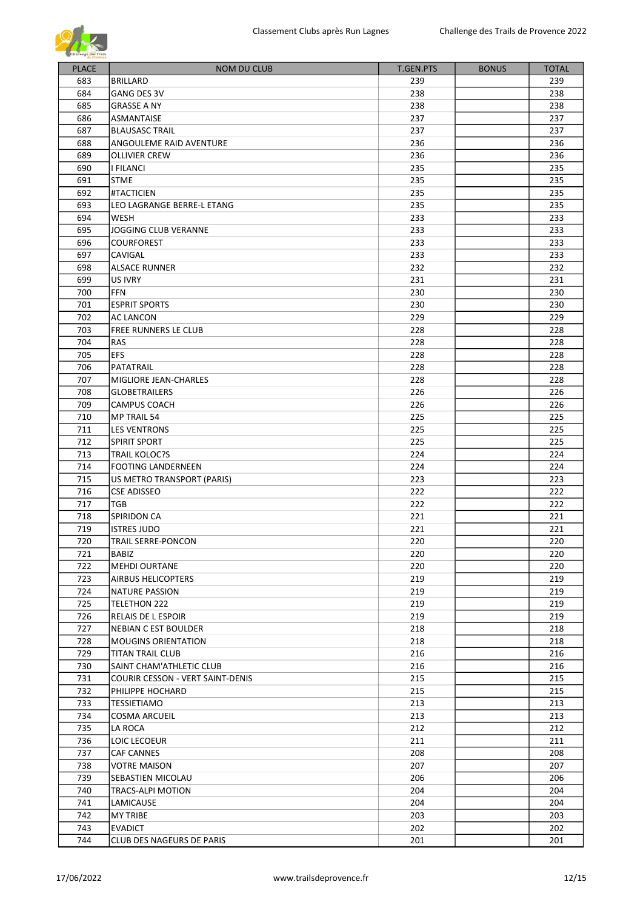| PLACE | NOM DU CLUB | T.GEN.PTS | BONUS | TOTAL |
|---|---|---|---|---|
| 683 | BRILLARD | 239 | | 239 |
| 684 | GANG DES 3V | 238 | | 238 |
| 685 | GRASSE A NY | 238 | | 238 |
| 686 | ASMANTAISE | 237 | | 237 |
| 687 | BLAUSASC TRAIL | 237 | | 237 |
| 688 | ANGOULEME RAID AVENTURE | 236 | | 236 |
| 689 | OLLIVIER CREW | 236 | | 236 |
| 690 | I FILANCI | 235 | | 235 |
| 691 | STME | 235 | | 235 |
| 692 | #TACTICIEN | 235 | | 235 |
| 693 | LEO LAGRANGE BERRE-L ETANG | 235 | | 235 |
| 694 | WESH | 233 | | 233 |
| 695 | JOGGING CLUB VERANNE | 233 | | 233 |
| 696 | COURFOREST | 233 | | 233 |
| 697 | CAVIGAL | 233 | | 233 |
| 698 | ALSACE RUNNER | 232 | | 232 |
| 699 | US IVRY | 231 | | 231 |
| 700 | FFN | 230 | | 230 |
| 701 | ESPRIT SPORTS | 230 | | 230 |
| 702 | AC LANCON | 229 | | 229 |
| 703 | FREE RUNNERS LE CLUB | 228 | | 228 |
| 704 | RAS | 228 | | 228 |
| 705 | EFS | 228 | | 228 |
| 706 | PATATRAIL | 228 | | 228 |
| 707 | MIGLIORE JEAN-CHARLES | 228 | | 228 |
| 708 | GLOBETRAILERS | 226 | | 226 |
| 709 | CAMPUS COACH | 226 | | 226 |
| 710 | MP TRAIL 54 | 225 | | 225 |
| 711 | LES VENTRONS | 225 | | 225 |
| 712 | SPIRIT SPORT | 225 | | 225 |
| 713 | TRAIL KOLOC?S | 224 | | 224 |
| 714 | FOOTING LANDERNEEN | 224 | | 224 |
| 715 | US METRO TRANSPORT (PARIS) | 223 | | 223 |
| 716 | CSE ADISSEO | 222 | | 222 |
| 717 | TGB | 222 | | 222 |
| 718 | SPIRIDON CA | 221 | | 221 |
| 719 | ISTRES JUDO | 221 | | 221 |
| 720 | TRAIL SERRE-PONCON | 220 | | 220 |
| 721 | BABIZ | 220 | | 220 |
| 722 | MEHDI OURTANE | 220 | | 220 |
| 723 | AIRBUS HELICOPTERS | 219 | | 219 |
| 724 | NATURE PASSION | 219 | | 219 |
| 725 | TELETHON 222 | 219 | | 219 |
| 726 | RELAIS DE L ESPOIR | 219 | | 219 |
| 727 | NEBIAN C EST BOULDER | 218 | | 218 |
| 728 | MOUGINS ORIENTATION | 218 | | 218 |
| 729 | TITAN TRAIL CLUB | 216 | | 216 |
| 730 | SAINT CHAM'ATHLETIC CLUB | 216 | | 216 |
| 731 | COURIR CESSON - VERT SAINT-DENIS | 215 | | 215 |
| 732 | PHILIPPE HOCHARD | 215 | | 215 |
| 733 | TESSIETIAMO | 213 | | 213 |
| 734 | COSMA ARCUEIL | 213 | | 213 |
| 735 | LA ROCA | 212 | | 212 |
| 736 | LOIC LECOEUR | 211 | | 211 |
| 737 | CAF CANNES | 208 | | 208 |
| 738 | VOTRE MAISON | 207 | | 207 |
| 739 | SEBASTIEN MICOLAU | 206 | | 206 |
| 740 | TRACS-ALPI MOTION | 204 | | 204 |
| 741 | LAMICAUSE | 204 | | 204 |
| 742 | MY TRIBE | 203 | | 203 |
| 743 | EVADICT | 202 | | 202 |
| 744 | CLUB DES NAGEURS DE PARIS | 201 | | 201 |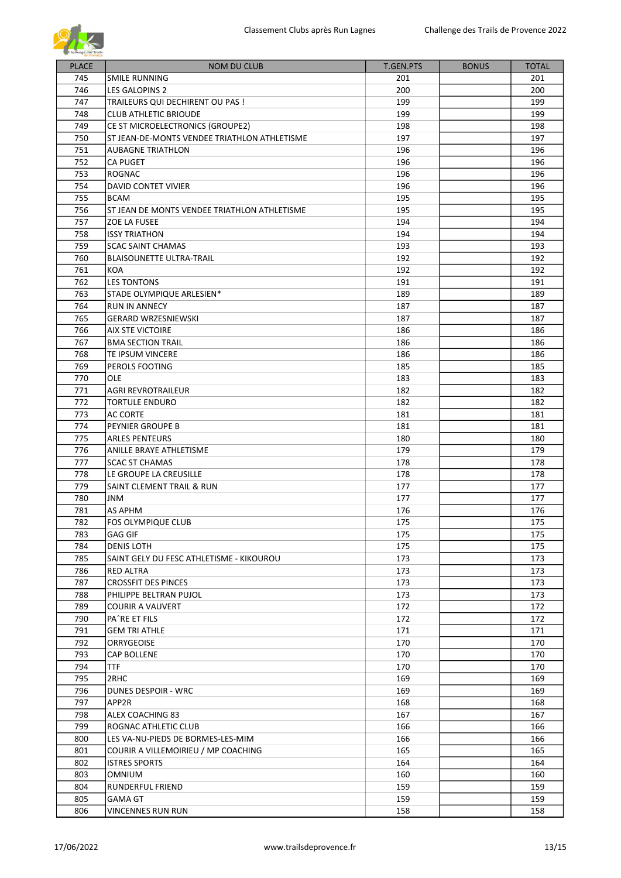| PLACE | NOM DU CLUB | T.GEN.PTS | BONUS | TOTAL |
|---|---|---|---|---|
| 745 | SMILE RUNNING | 201 | | 201 |
| 746 | LES GALOPINS 2 | 200 | | 200 |
| 747 | TRAILEURS QUI DECHIRENT OU PAS ! | 199 | | 199 |
| 748 | CLUB ATHLETIC BRIOUDE | 199 | | 199 |
| 749 | CE ST MICROELECTRONICS (GROUPE2) | 198 | | 198 |
| 750 | ST JEAN-DE-MONTS VENDEE TRIATHLON ATHLETISME | 197 | | 197 |
| 751 | AUBAGNE TRIATHLON | 196 | | 196 |
| 752 | CA PUGET | 196 | | 196 |
| 753 | ROGNAC | 196 | | 196 |
| 754 | DAVID CONTET VIVIER | 196 | | 196 |
| 755 | BCAM | 195 | | 195 |
| 756 | ST JEAN DE MONTS VENDEE TRIATHLON ATHLETISME | 195 | | 195 |
| 757 | ZOE LA FUSEE | 194 | | 194 |
| 758 | ISSY TRIATHON | 194 | | 194 |
| 759 | SCAC SAINT CHAMAS | 193 | | 193 |
| 760 | BLAISOUNETTE ULTRA-TRAIL | 192 | | 192 |
| 761 | KOA | 192 | | 192 |
| 762 | LES TONTONS | 191 | | 191 |
| 763 | STADE OLYMPIQUE ARLESIEN* | 189 | | 189 |
| 764 | RUN IN ANNECY | 187 | | 187 |
| 765 | GERARD WRZESNIEWSKI | 187 | | 187 |
| 766 | AIX STE VICTOIRE | 186 | | 186 |
| 767 | BMA SECTION TRAIL | 186 | | 186 |
| 768 | TE IPSUM VINCERE | 186 | | 186 |
| 769 | PEROLS FOOTING | 185 | | 185 |
| 770 | OLE | 183 | | 183 |
| 771 | AGRI REVROTRAILEUR | 182 | | 182 |
| 772 | TORTULE ENDURO | 182 | | 182 |
| 773 | AC CORTE | 181 | | 181 |
| 774 | PEYNIER GROUPE B | 181 | | 181 |
| 775 | ARLES PENTEURS | 180 | | 180 |
| 776 | ANILLE BRAYE ATHLETISME | 179 | | 179 |
| 777 | SCAC ST CHAMAS | 178 | | 178 |
| 778 | LE GROUPE LA CREUSILLE | 178 | | 178 |
| 779 | SAINT CLEMENT TRAIL & RUN | 177 | | 177 |
| 780 | JNM | 177 | | 177 |
| 781 | AS APHM | 176 | | 176 |
| 782 | FOS OLYMPIQUE CLUB | 175 | | 175 |
| 783 | GAG GIF | 175 | | 175 |
| 784 | DENIS LOTH | 175 | | 175 |
| 785 | SAINT GELY DU FESC ATHLETISME - KIKOUROU | 173 | | 173 |
| 786 | RED ALTRA | 173 | | 173 |
| 787 | CROSSFIT DES PINCES | 173 | | 173 |
| 788 | PHILIPPE BELTRAN PUJOL | 173 | | 173 |
| 789 | COURIR A VAUVERT | 172 | | 172 |
| 790 | PAˆRE ET FILS | 172 | | 172 |
| 791 | GEM TRI ATHLE | 171 | | 171 |
| 792 | ORRYGEOISE | 170 | | 170 |
| 793 | CAP BOLLENE | 170 | | 170 |
| 794 | TTF | 170 | | 170 |
| 795 | 2RHC | 169 | | 169 |
| 796 | DUNES DESPOIR - WRC | 169 | | 169 |
| 797 | APP2R | 168 | | 168 |
| 798 | ALEX COACHING 83 | 167 | | 167 |
| 799 | ROGNAC ATHLETIC CLUB | 166 | | 166 |
| 800 | LES VA-NU-PIEDS DE BORMES-LES-MIM | 166 | | 166 |
| 801 | COURIR A VILLEMOIRIEU / MP COACHING | 165 | | 165 |
| 802 | ISTRES SPORTS | 164 | | 164 |
| 803 | OMNIUM | 160 | | 160 |
| 804 | RUNDERFUL FRIEND | 159 | | 159 |
| 805 | GAMA GT | 159 | | 159 |
| 806 | VINCENNES RUN RUN | 158 | | 158 |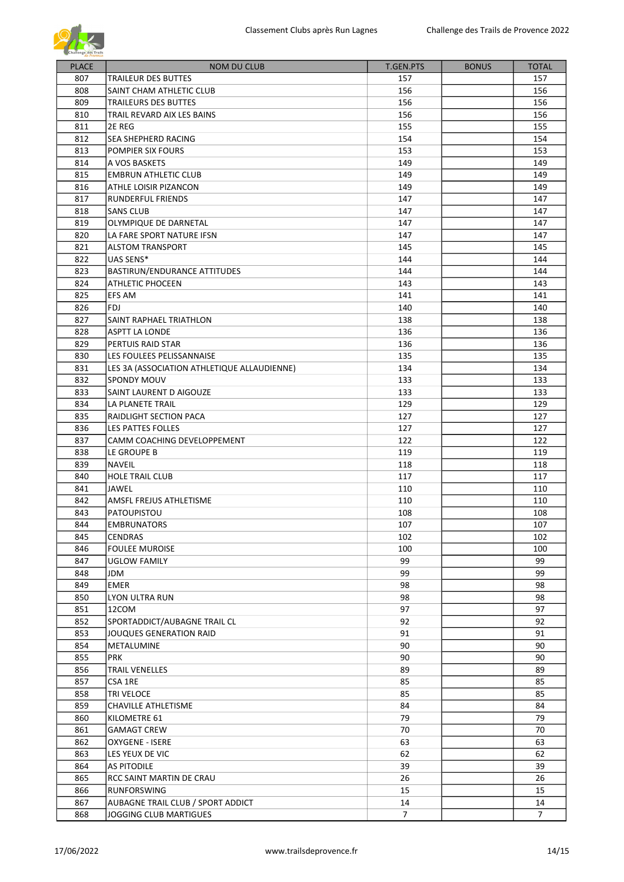| PLACE | NOM DU CLUB | T.GEN.PTS | BONUS | TOTAL |
|---|---|---|---|---|
| 807 | TRAILEUR DES BUTTES | 157 | | 157 |
| 808 | SAINT CHAM ATHLETIC CLUB | 156 | | 156 |
| 809 | TRAILEURS DES BUTTES | 156 | | 156 |
| 810 | TRAIL REVARD AIX LES BAINS | 156 | | 156 |
| 811 | 2E REG | 155 | | 155 |
| 812 | SEA SHEPHERD RACING | 154 | | 154 |
| 813 | POMPIER SIX FOURS | 153 | | 153 |
| 814 | A VOS BASKETS | 149 | | 149 |
| 815 | EMBRUN ATHLETIC CLUB | 149 | | 149 |
| 816 | ATHLE LOISIR PIZANCON | 149 | | 149 |
| 817 | RUNDERFUL FRIENDS | 147 | | 147 |
| 818 | SANS CLUB | 147 | | 147 |
| 819 | OLYMPIQUE DE DARNETAL | 147 | | 147 |
| 820 | LA FARE SPORT NATURE IFSN | 147 | | 147 |
| 821 | ALSTOM TRANSPORT | 145 | | 145 |
| 822 | UAS SENS* | 144 | | 144 |
| 823 | BASTIRUN/ENDURANCE ATTITUDES | 144 | | 144 |
| 824 | ATHLETIC PHOCEEN | 143 | | 143 |
| 825 | EFS AM | 141 | | 141 |
| 826 | FDJ | 140 | | 140 |
| 827 | SAINT RAPHAEL TRIATHLON | 138 | | 138 |
| 828 | ASPTT LA LONDE | 136 | | 136 |
| 829 | PERTUIS RAID STAR | 136 | | 136 |
| 830 | LES FOULEES PELISSANNAISE | 135 | | 135 |
| 831 | LES 3A (ASSOCIATION ATHLETIQUE ALLAUDIENNE) | 134 | | 134 |
| 832 | SPONDY MOUV | 133 | | 133 |
| 833 | SAINT LAURENT D AIGOUZE | 133 | | 133 |
| 834 | LA PLANETE TRAIL | 129 | | 129 |
| 835 | RAIDLIGHT SECTION PACA | 127 | | 127 |
| 836 | LES PATTES FOLLES | 127 | | 127 |
| 837 | CAMM COACHING DEVELOPPEMENT | 122 | | 122 |
| 838 | LE GROUPE B | 119 | | 119 |
| 839 | NAVEIL | 118 | | 118 |
| 840 | HOLE TRAIL CLUB | 117 | | 117 |
| 841 | JAWEL | 110 | | 110 |
| 842 | AMSFL FREJUS ATHLETISME | 110 | | 110 |
| 843 | PATOUPISTOU | 108 | | 108 |
| 844 | EMBRUNATORS | 107 | | 107 |
| 845 | CENDRAS | 102 | | 102 |
| 846 | FOULEE MUROISE | 100 | | 100 |
| 847 | UGLOW FAMILY | 99 | | 99 |
| 848 | JDM | 99 | | 99 |
| 849 | EMER | 98 | | 98 |
| 850 | LYON ULTRA RUN | 98 | | 98 |
| 851 | 12COM | 97 | | 97 |
| 852 | SPORTADDICT/AUBAGNE TRAIL CL | 92 | | 92 |
| 853 | JOUQUES GENERATION RAID | 91 | | 91 |
| 854 | METALUMINE | 90 | | 90 |
| 855 | PRK | 90 | | 90 |
| 856 | TRAIL VENELLES | 89 | | 89 |
| 857 | CSA 1RE | 85 | | 85 |
| 858 | TRI VELOCE | 85 | | 85 |
| 859 | CHAVILLE ATHLETISME | 84 | | 84 |
| 860 | KILOMETRE 61 | 79 | | 79 |
| 861 | GAMAGT CREW | 70 | | 70 |
| 862 | OXYGENE - ISERE | 63 | | 63 |
| 863 | LES YEUX DE VIC | 62 | | 62 |
| 864 | AS PITODILE | 39 | | 39 |
| 865 | RCC SAINT MARTIN DE CRAU | 26 | | 26 |
| 866 | RUNFORSWING | 15 | | 15 |
| 867 | AUBAGNE TRAIL CLUB / SPORT ADDICT | 14 | | 14 |
| 868 | JOGGING CLUB MARTIGUES | 7 | | 7 |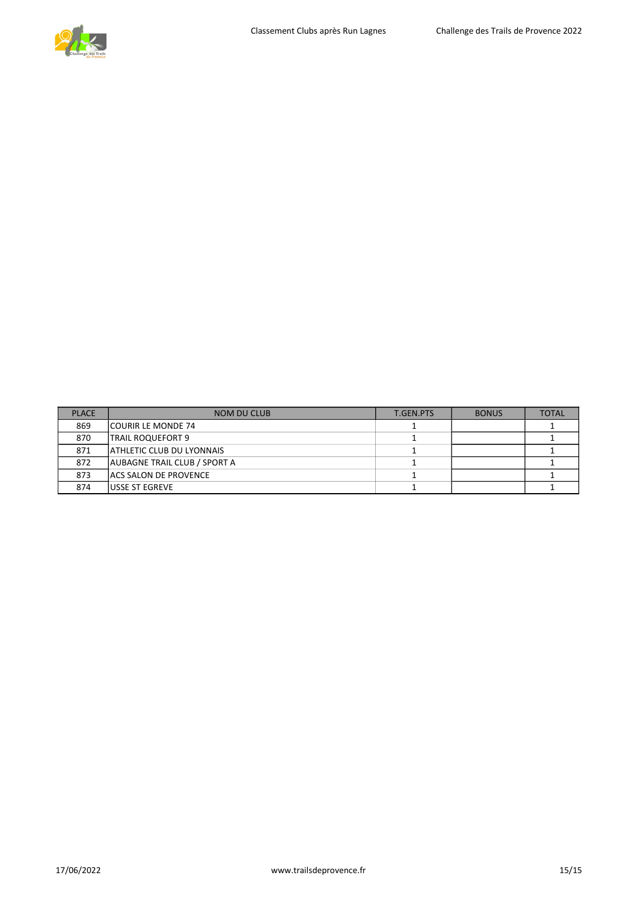| PLACE | NOM DU CLUB | T.GEN.PTS | BONUS | TOTAL |
|---|---|---|---|---|
| 869 | COURIR LE MONDE 74 | 1 | | 1 |
| 870 | TRAIL ROQUEFORT 9 | 1 | | 1 |
| 871 | ATHLETIC CLUB DU LYONNAIS | 1 | | 1 |
| 872 | AUBAGNE TRAIL CLUB / SPORT A | 1 | | 1 |
| 873 | ACS SALON DE PROVENCE | 1 | | 1 |
| 874 | USSE ST EGREVE | 1 | | 1 |